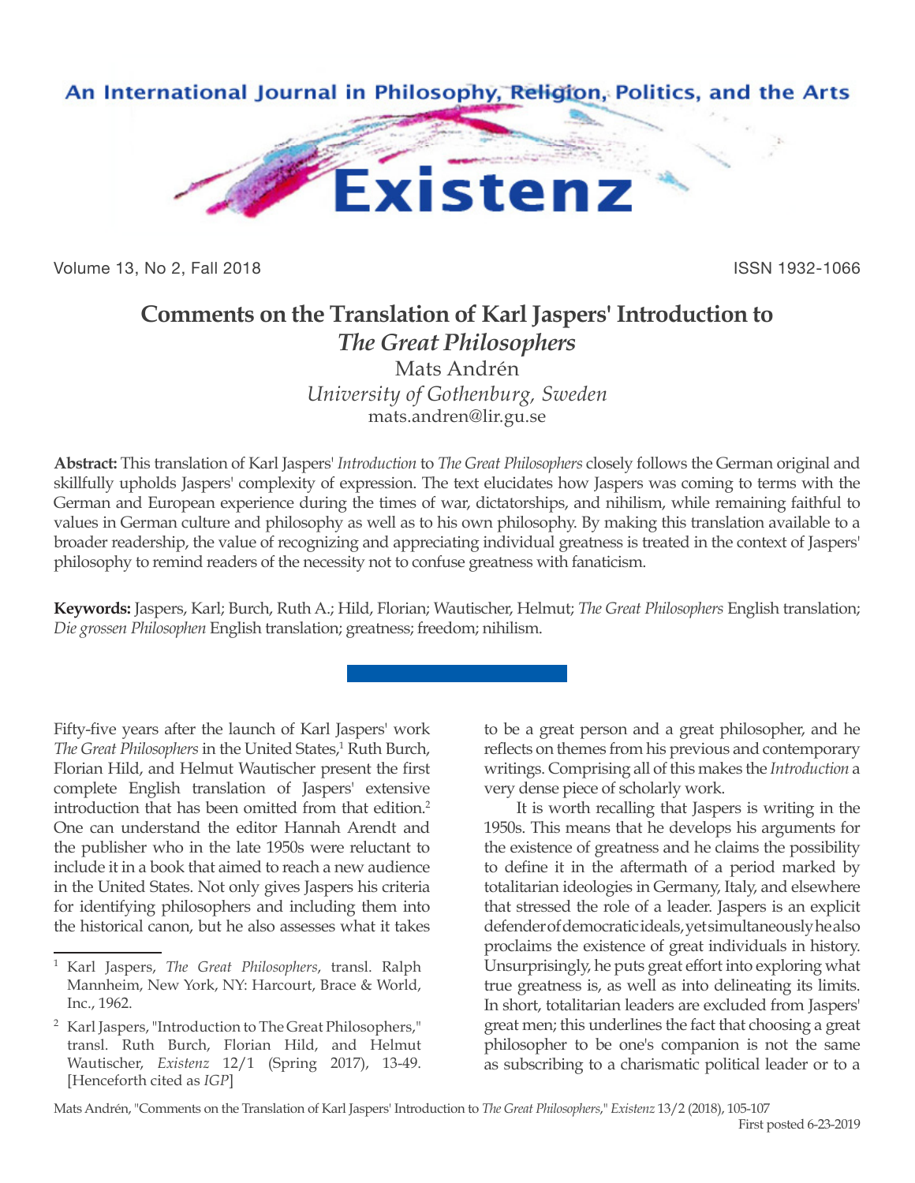# Comments on the Translation of Karl Jaspers' Introduction to *The Great Philosophers*

Mats Andrén

*University of Gothenburg, Sweden*

mats.andren@lir.gu.se

**Abstract:** This translation of Karl Jaspers' *Introduction* to *The Great Philosophers* closely follows the German original and skillfully upholds Jaspers' complexity of expression. The text elucidates how Jaspers was coming to terms with the German and European experience during the times of war, dictatorships, and nihilism, while remaining faithful to values in German culture and philosophy as well as to his own philosophy. By making this translation available to a broader readership, the value of recognizing and appreciating individual greatness is treated in the context of Jaspers' philosophy to remind readers of the necessity not to confuse greatness with fanaticism.

**Keywords:** Jaspers, Karl; Burch, Ruth A.; Hild, Florian; Wautischer, Helmut; *The Great Philosophers* English translation; *Die grossen Philosophen* English translation; greatness; freedom; nihilism.

---

Fifty-five years after the launch of Karl Jaspers' work *The Great Philosophers* in the United States,[1] Ruth Burch, Florian Hild, and Helmut Wautischer present the first complete English translation of Jaspers' extensive introduction that has been omitted from that edition.[2] One can understand the editor Hannah Arendt and the publisher who in the late 1950s were reluctant to include it in a book that aimed to reach a new audience in the United States. Not only gives Jaspers his criteria for identifying philosophers and including them into the historical canon, but he also assesses what it takes to be a great person and a great philosopher, and he reflects on themes from his previous and contemporary writings. Comprising all of this makes the *Introduction* a very dense piece of scholarly work.

It is worth recalling that Jaspers is writing in the 1950s. This means that he develops his arguments for the existence of greatness and he claims the possibility to define it in the aftermath of a period marked by totalitarian ideologies in Germany, Italy, and elsewhere that stressed the role of a leader. Jaspers is an explicit defender of democratic ideals, yet simultaneously he also proclaims the existence of great individuals in history. Unsurprisingly, he puts great effort into exploring what true greatness is, as well as into delineating its limits. In short, totalitarian leaders are excluded from Jaspers' great men; this underlines the fact that choosing a great philosopher to be one's companion is not the same as subscribing to a charismatic political leader or to a

---

[1] Karl Jaspers, *The Great Philosophers*, transl. Ralph Mannheim, New York, NY: Harcourt, Brace & World, Inc., 1962.

[2] Karl Jaspers, "Introduction to The Great Philosophers," transl. Ruth Burch, Florian Hild, and Helmut Wautischer, *Existenz* 12/1 (Spring 2017), 13-49. [Henceforth cited as *IGP*]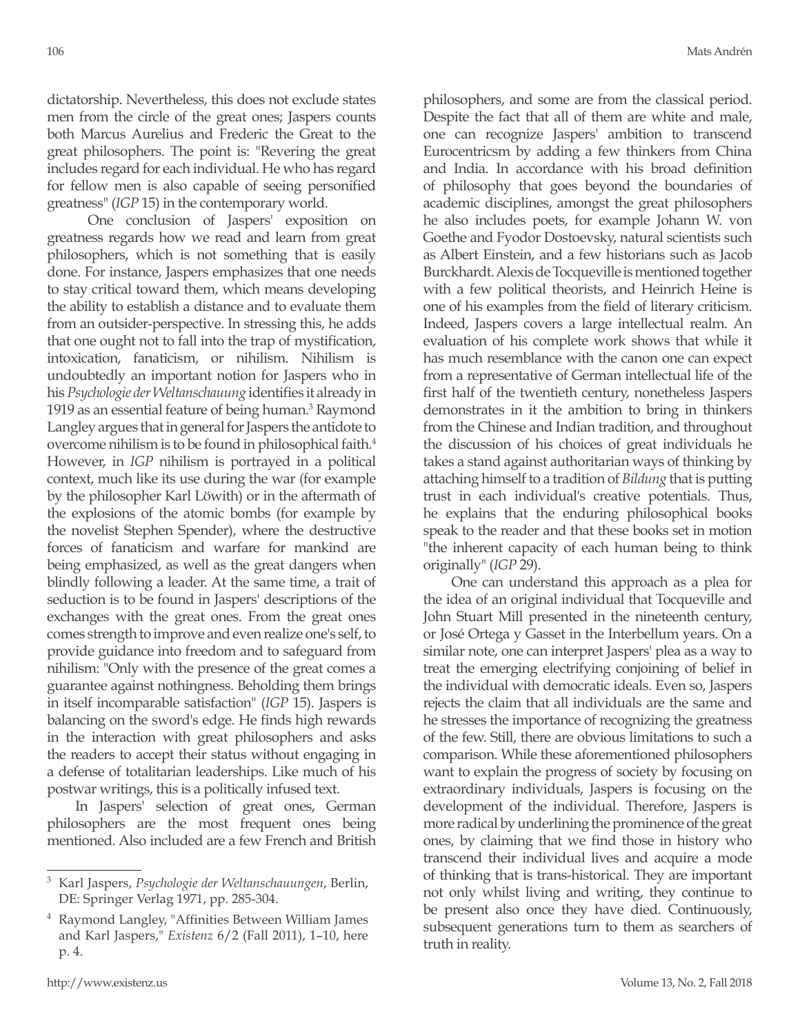dictatorship. Nevertheless, this does not exclude states men from the circle of the great ones; Jaspers counts both Marcus Aurelius and Frederic the Great to the great philosophers. The point is: "Revering the great includes regard for each individual. He who has regard for fellow men is also capable of seeing personified greatness" (*IGP* 15) in the contemporary world.

One conclusion of Jaspers' exposition on greatness regards how we read and learn from great philosophers, which is not something that is easily done. For instance, Jaspers emphasizes that one needs to stay critical toward them, which means developing the ability to establish a distance and to evaluate them from an outsider-perspective. In stressing this, he adds that one ought not to fall into the trap of mystification, intoxication, fanaticism, or nihilism. Nihilism is undoubtedly an important notion for Jaspers who in his *Psychologie der Weltanschauung* identifies it already in 1919 as an essential feature of being human.[3] Raymond Langley argues that in general for Jaspers the antidote to overcome nihilism is to be found in philosophical faith.[4] However, in *IGP* nihilism is portrayed in a political context, much like its use during the war (for example by the philosopher Karl Löwith) or in the aftermath of the explosions of the atomic bombs (for example by the novelist Stephen Spender), where the destructive forces of fanaticism and warfare for mankind are being emphasized, as well as the great dangers when blindly following a leader. At the same time, a trait of seduction is to be found in Jaspers' descriptions of the exchanges with the great ones. From the great ones comes strength to improve and even realize one's self, to provide guidance into freedom and to safeguard from nihilism: "Only with the presence of the great comes a guarantee against nothingness. Beholding them brings in itself incomparable satisfaction" (*IGP* 15). Jaspers is balancing on the sword's edge. He finds high rewards in the interaction with great philosophers and asks the readers to accept their status without engaging in a defense of totalitarian leaderships. Like much of his postwar writings, this is a politically infused text.

In Jaspers' selection of great ones, German philosophers are the most frequent ones being mentioned. Also included are a few French and British philosophers, and some are from the classical period. Despite the fact that all of them are white and male, one can recognize Jaspers' ambition to transcend Eurocentricsm by adding a few thinkers from China and India. In accordance with his broad definition of philosophy that goes beyond the boundaries of academic disciplines, amongst the great philosophers he also includes poets, for example Johann W. von Goethe and Fyodor Dostoevsky, natural scientists such as Albert Einstein, and a few historians such as Jacob Burckhardt. Alexis de Tocqueville is mentioned together with a few political theorists, and Heinrich Heine is one of his examples from the field of literary criticism. Indeed, Jaspers covers a large intellectual realm. An evaluation of his complete work shows that while it has much resemblance with the canon one can expect from a representative of German intellectual life of the first half of the twentieth century, nonetheless Jaspers demonstrates in it the ambition to bring in thinkers from the Chinese and Indian tradition, and throughout the discussion of his choices of great individuals he takes a stand against authoritarian ways of thinking by attaching himself to a tradition of *Bildung* that is putting trust in each individual's creative potentials. Thus, he explains that the enduring philosophical books speak to the reader and that these books set in motion "the inherent capacity of each human being to think originally" (*IGP* 29).

One can understand this approach as a plea for the idea of an original individual that Tocqueville and John Stuart Mill presented in the nineteenth century, or José Ortega y Gasset in the Interbellum years. On a similar note, one can interpret Jaspers' plea as a way to treat the emerging electrifying conjoining of belief in the individual with democratic ideals. Even so, Jaspers rejects the claim that all individuals are the same and he stresses the importance of recognizing the greatness of the few. Still, there are obvious limitations to such a comparison. While these aforementioned philosophers want to explain the progress of society by focusing on extraordinary individuals, Jaspers is focusing on the development of the individual. Therefore, Jaspers is more radical by underlining the prominence of the great ones, by claiming that we find those in history who transcend their individual lives and acquire a mode of thinking that is trans-historical. They are important not only whilst living and writing, they continue to be present also once they have died. Continuously, subsequent generations turn to them as searchers of truth in reality.

---

[3] Karl Jaspers, *Psychologie der Weltanschauungen*, Berlin, DE: Springer Verlag 1971, pp. 285-304.

[4] Raymond Langley, "Affinities Between William James and Karl Jaspers," *Existenz* 6/2 (Fall 2011), 1–10, here p. 4.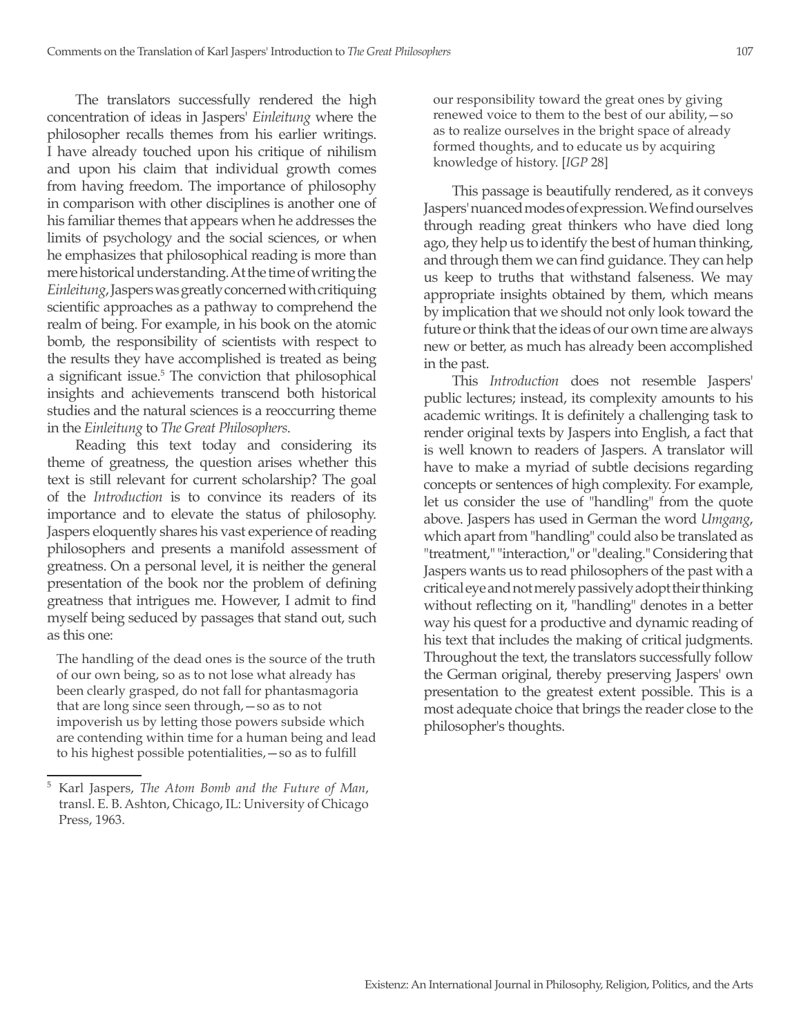The translators successfully rendered the high concentration of ideas in Jaspers' *Einleitung* where the philosopher recalls themes from his earlier writings. I have already touched upon his critique of nihilism and upon his claim that individual growth comes from having freedom. The importance of philosophy in comparison with other disciplines is another one of his familiar themes that appears when he addresses the limits of psychology and the social sciences, or when he emphasizes that philosophical reading is more than mere historical understanding. At the time of writing the *Einleitung*, Jaspers was greatly concerned with critiquing scientific approaches as a pathway to comprehend the realm of being. For example, in his book on the atomic bomb, the responsibility of scientists with respect to the results they have accomplished is treated as being a significant issue.[5] The conviction that philosophical insights and achievements transcend both historical studies and the natural sciences is a reoccurring theme in the *Einleitung* to *The Great Philosophers*.

Reading this text today and considering its theme of greatness, the question arises whether this text is still relevant for current scholarship? The goal of the *Introduction* is to convince its readers of its importance and to elevate the status of philosophy. Jaspers eloquently shares his vast experience of reading philosophers and presents a manifold assessment of greatness. On a personal level, it is neither the general presentation of the book nor the problem of defining greatness that intrigues me. However, I admit to find myself being seduced by passages that stand out, such as this one:

> The handling of the dead ones is the source of the truth of our own being, so as to not lose what already has been clearly grasped, do not fall for phantasmagoria that are long since seen through,—so as to not impoverish us by letting those powers subside which are contending within time for a human being and lead to his highest possible potentialities,—so as to fulfill our responsibility toward the great ones by giving renewed voice to them to the best of our ability,—so as to realize ourselves in the bright space of already formed thoughts, and to educate us by acquiring knowledge of history. [*IGP* 28]

This passage is beautifully rendered, as it conveys Jaspers' nuanced modes of expression. We find ourselves through reading great thinkers who have died long ago, they help us to identify the best of human thinking, and through them we can find guidance. They can help us keep to truths that withstand falseness. We may appropriate insights obtained by them, which means by implication that we should not only look toward the future or think that the ideas of our own time are always new or better, as much has already been accomplished in the past.

This *Introduction* does not resemble Jaspers' public lectures; instead, its complexity amounts to his academic writings. It is definitely a challenging task to render original texts by Jaspers into English, a fact that is well known to readers of Jaspers. A translator will have to make a myriad of subtle decisions regarding concepts or sentences of high complexity. For example, let us consider the use of "handling" from the quote above. Jaspers has used in German the word *Umgang*, which apart from "handling" could also be translated as "treatment," "interaction," or "dealing." Considering that Jaspers wants us to read philosophers of the past with a critical eye and not merely passively adopt their thinking without reflecting on it, "handling" denotes in a better way his quest for a productive and dynamic reading of his text that includes the making of critical judgments. Throughout the text, the translators successfully follow the German original, thereby preserving Jaspers' own presentation to the greatest extent possible. This is a most adequate choice that brings the reader close to the philosopher's thoughts.

---

[5] Karl Jaspers, *The Atom Bomb and the Future of Man*, transl. E. B. Ashton, Chicago, IL: University of Chicago Press, 1963.